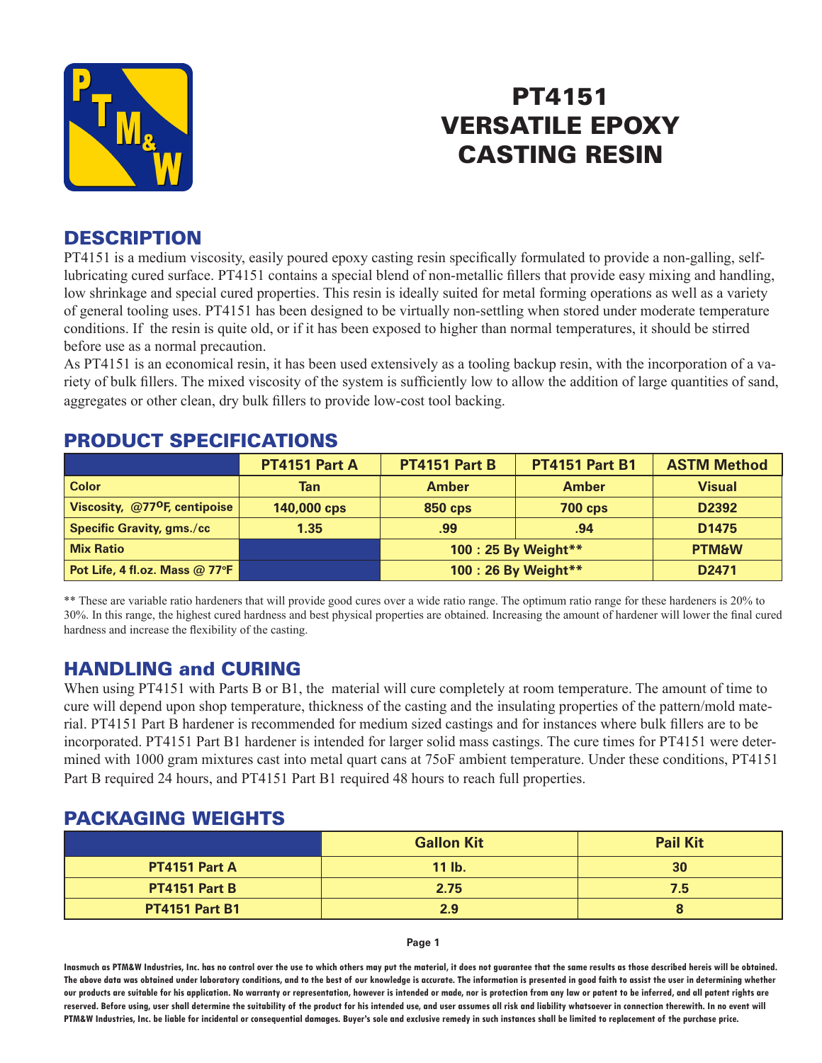# PT4151 VERSATILE EPOXY CASTING RESIN

## DESCRIPTION

PT4151 is a medium viscosity, easily poured epoxy casting resin specifically formulated to provide a non-galling, self-lubricating cured surface. PT4151 contains a special blend of non-metallic fillers that provide easy mixing and handling, low shrinkage and special cured properties. This resin is ideally suited for metal forming operations as well as a variety of general tooling uses. PT4151 has been designed to be virtually non-settling when stored under moderate temperature conditions. If the resin is quite old, or if it has been exposed to higher than normal temperatures, it should be stirred before use as a normal precaution.

As PT4151 is an economical resin, it has been used extensively as a tooling backup resin, with the incorporation of a variety of bulk fillers. The mixed viscosity of the system is sufficiently low to allow the addition of large quantities of sand, aggregates or other clean, dry bulk fillers to provide low-cost tool backing.

## PRODUCT SPECIFICATIONS

| | PT4151 Part A | PT4151 Part B | PT4151 Part B1 | ASTM Method |
|---|---|---|---|---|
| Color | Tan | Amber | Amber | Visual |
| Viscosity, @77$^{O}$F, centipoise | 140,000 cps | 850 cps | 700 cps | D2392 |
| Specific Gravity, gms./cc | 1.35 | .99 | .94 | D1475 |
| Mix Ratio | | 100 : 25 By Weight** | | PTM&W |
| Pot Life, 4 fl.oz. Mass @ 77°F | | 100 : 26 By Weight** | | D2471 |

** These are variable ratio hardeners that will provide good cures over a wide ratio range. The optimum ratio range for these hardeners is 20% to 30%. In this range, the highest cured hardness and best physical properties are obtained. Increasing the amount of hardener will lower the final cured hardness and increase the flexibility of the casting.

## HANDLING and CURING

When using PT4151 with Parts B or B1, the material will cure completely at room temperature. The amount of time to cure will depend upon shop temperature, thickness of the casting and the insulating properties of the pattern/mold material. PT4151 Part B hardener is recommended for medium sized castings and for instances where bulk fillers are to be incorporated. PT4151 Part B1 hardener is intended for larger solid mass castings. The cure times for PT4151 were determined with 1000 gram mixtures cast into metal quart cans at 75oF ambient temperature. Under these conditions, PT4151 Part B required 24 hours, and PT4151 Part B1 required 48 hours to reach full properties.

## PACKAGING WEIGHTS

| | Gallon Kit | Pail Kit |
|---|---|---|
| PT4151 Part A | 11 lb. | 30 |
| PT4151 Part B | 2.75 | 7.5 |
| PT4151 Part B1 | 2.9 | 8 |

Inasmuch as PTM&W Industries, Inc. has no control over the use to which others may put the material, it does not guarantee that the same results as those described hereis will be obtained. The above data was obtained under laboratory conditions, and to the best of our knowledge is accurate. The information is presented in good faith to assist the user in determining whether our products are suitable for his application. No warranty or representation, however is intended or made, nor is protection from any law or patent to be inferred, and all patent rights are reserved. Before using, user shall determine the suitability of the product for his intended use, and user assumes all risk and liability whatsoever in connection therewith. In no event will PTM&W Industries, Inc. be liable for incidental or consequential damages. Buyer's sole and exclusive remedy in such instances shall be limited to replacement of the purchase price.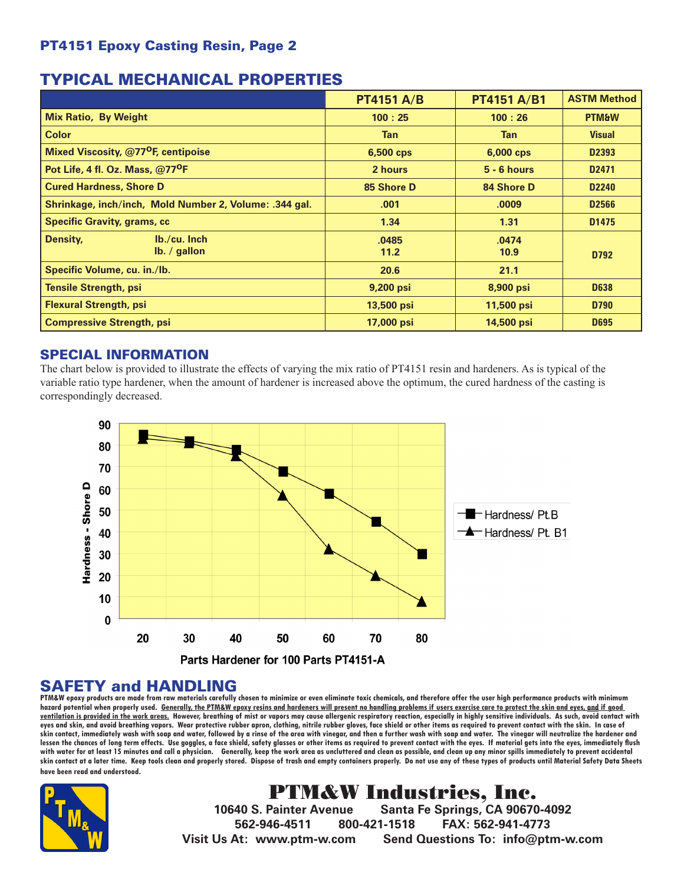## PT4151 Epoxy Casting Resin, Page 2

## TYPICAL MECHANICAL PROPERTIES

| | PT4151 A/B | PT4151 A/B1 | ASTM Method |
|---|---|---|---|
| Mix Ratio, By Weight | 100 : 25 | 100 : 26 | PTM&W |
| Color | Tan | Tan | Visual |
| Mixed Viscosity, @77°F, centipoise | 6,500 cps | 6,000 cps | D2393 |
| Pot Life, 4 fl. Oz. Mass, @77°F | 2 hours | 5 - 6 hours | D2471 |
| Cured Hardness, Shore D | 85 Shore D | 84 Shore D | D2240 |
| Shrinkage, inch/inch, Mold Number 2, Volume: .344 gal. | .001 | .0009 | D2566 |
| Specific Gravity, grams, cc | 1.34 | 1.31 | D1475 |
| Density, lb./cu. Inch<br>lb. / gallon | .0485<br>11.2 | .0474<br>10.9 | D792 |
| Specific Volume, cu. in./lb. | 20.6 | 21.1 | |
| Tensile Strength, psi | 9,200 psi | 8,900 psi | D638 |
| Flexural Strength, psi | 13,500 psi | 11,500 psi | D790 |
| Compressive Strength, psi | 17,000 psi | 14,500 psi | D695 |

## SPECIAL INFORMATION

The chart below is provided to illustrate the effects of varying the mix ratio of PT4151 resin and hardeners. As is typical of the variable ratio type hardener, when the amount of hardener is increased above the optimum, the cured hardness of the casting is correspondingly decreased.

Hardness - Shore D

0 10 20 30 40 50 60 70 80 90

20 30 40 50 60 70 80

Parts Hardener for 100 Parts PT4151-A

Hardness/ Pt.B

Hardness/ Pt. B1

## SAFETY and HANDLING

**PTM&W epoxy products are made from raw materials carefully chosen to minimize or even eliminate toxic chemicals, and therefore offer the user high performance products with minimum hazard potential when properly used. Generally, the PTM&W epoxy resins and hardeners will present no handling problems if users exercise care to protect the skin and eyes, and if good ventilation is provided in the work areas. However, breathing of mist or vapors may cause allergenic respiratory reaction, especially in highly sensitive individuals. As such, avoid contact with eyes and skin, and avoid breathing vapors. Wear protective rubber apron, clothing, nitrile rubber gloves, face shield or other items as required to prevent contact with the skin. In case of skin contact, immediately wash with soap and water, followed by a rinse of the area with vinegar, and then a further wash with soap and water. The vinegar will neutralize the hardener and lessen the chances of long term effects. Use goggles, a face shield, safety glasses or other items as required to prevent contact with the eyes. If material gets into the eyes, immediately flush with water for at least 15 minutes and call a physician. Generally, keep the work area as uncluttered and clean as possible, and clean up any minor spills immediately to prevent accidental skin contact at a later time. Keep tools clean and properly stored. Dispose of trash and empty containers properly. Do not use any of these types of products until Material Safety Data Sheets have been read and understood.**

# PTM&W Industries, Inc.

**10640 S. Painter Avenue Santa Fe Springs, CA 90670-4092**
**562-946-4511 800-421-1518 FAX: 562-941-4773**
**Visit Us At: www.ptm-w.com Send Questions To: info@ptm-w.com**